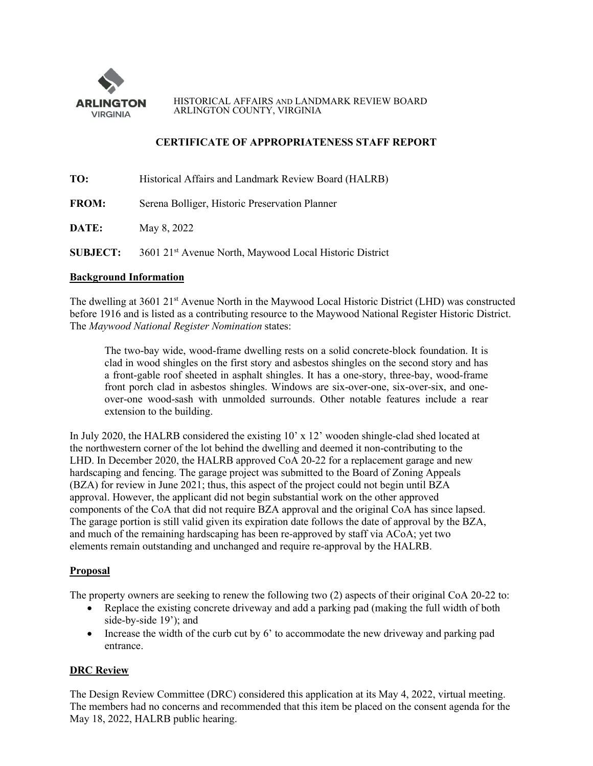ARLINGTON VIRGINIA

HISTORICAL AFFAIRS AND LANDMARK REVIEW BOARD
ARLINGTON COUNTY, VIRGINIA

# CERTIFICATE OF APPROPRIATENESS STAFF REPORT

**TO:** Historical Affairs and Landmark Review Board (HALRB)

**FROM:** Serena Bolliger, Historic Preservation Planner

**DATE:** May 8, 2022

**SUBJECT:** 3601 21st Avenue North, Maywood Local Historic District

## Background Information

The dwelling at 3601 21st Avenue North in the Maywood Local Historic District (LHD) was constructed before 1916 and is listed as a contributing resource to the Maywood National Register Historic District. The *Maywood National Register Nomination* states:

> The two-bay wide, wood-frame dwelling rests on a solid concrete-block foundation. It is clad in wood shingles on the first story and asbestos shingles on the second story and has a front-gable roof sheeted in asphalt shingles. It has a one-story, three-bay, wood-frame front porch clad in asbestos shingles. Windows are six-over-one, six-over-six, and one-over-one wood-sash with unmolded surrounds. Other notable features include a rear extension to the building.

In July 2020, the HALRB considered the existing 10' x 12' wooden shingle-clad shed located at the northwestern corner of the lot behind the dwelling and deemed it non-contributing to the LHD. In December 2020, the HALRB approved CoA 20-22 for a replacement garage and new hardscaping and fencing. The garage project was submitted to the Board of Zoning Appeals (BZA) for review in June 2021; thus, this aspect of the project could not begin until BZA approval. However, the applicant did not begin substantial work on the other approved components of the CoA that did not require BZA approval and the original CoA has since lapsed. The garage portion is still valid given its expiration date follows the date of approval by the BZA, and much of the remaining hardscaping has been re-approved by staff via ACoA; yet two elements remain outstanding and unchanged and require re-approval by the HALRB.

## Proposal

The property owners are seeking to renew the following two (2) aspects of their original CoA 20-22 to:

- Replace the existing concrete driveway and add a parking pad (making the full width of both side-by-side 19'); and
- Increase the width of the curb cut by 6' to accommodate the new driveway and parking pad entrance.

## DRC Review

The Design Review Committee (DRC) considered this application at its May 4, 2022, virtual meeting. The members had no concerns and recommended that this item be placed on the consent agenda for the May 18, 2022, HALRB public hearing.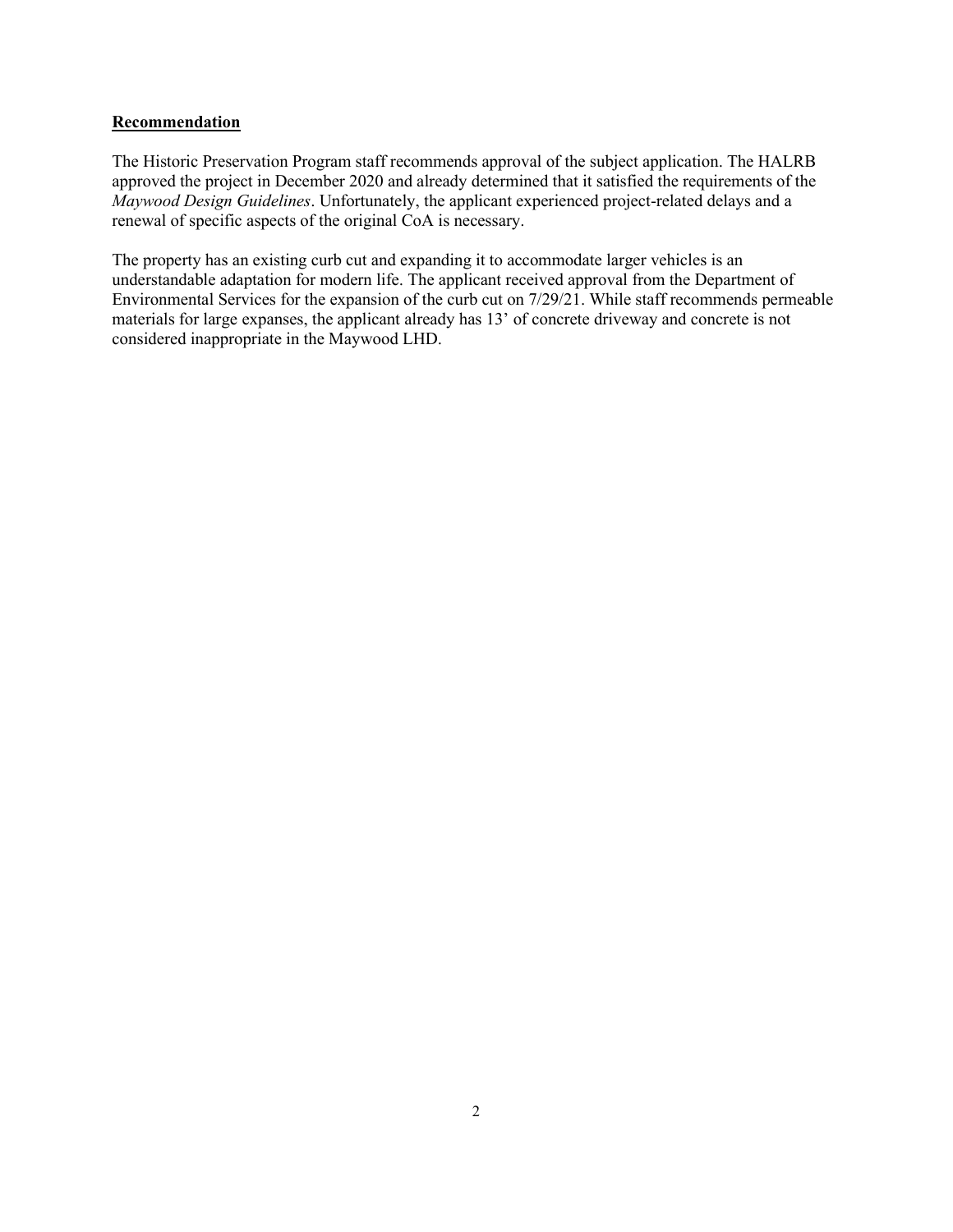## Recommendation

The Historic Preservation Program staff recommends approval of the subject application. The HALRB approved the project in December 2020 and already determined that it satisfied the requirements of the *Maywood Design Guidelines*. Unfortunately, the applicant experienced project-related delays and a renewal of specific aspects of the original CoA is necessary.

The property has an existing curb cut and expanding it to accommodate larger vehicles is an understandable adaptation for modern life. The applicant received approval from the Department of Environmental Services for the expansion of the curb cut on 7/29/21. While staff recommends permeable materials for large expanses, the applicant already has 13' of concrete driveway and concrete is not considered inappropriate in the Maywood LHD.